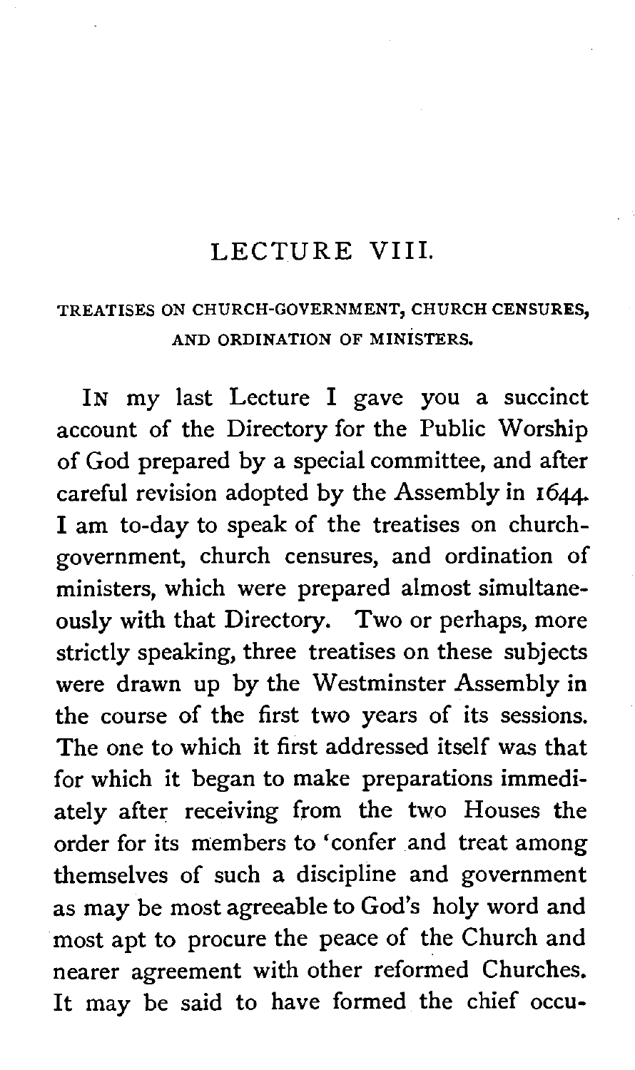# LECTURE VIII.

## TREATISES ON CHURCH-GOVERNMENT, CHURCH CENSURES, AND ORDINATION OF MINISTERS.

IN my last Lecture I gave you a succinct account of the Directory for the Public Worship of God prepared by a special committee, and after careful revision adopted by the Assembly in 1644. I am to-day to speak of the treatises on church-government, church censures, and ordination of ministers, which were prepared almost simultaneously with that Directory. Two or perhaps, more strictly speaking, three treatises on these subjects were drawn up by the Westminster Assembly in the course of the first two years of its sessions. The one to which it first addressed itself was that for which it began to make preparations immediately after receiving from the two Houses the order for its members to 'confer and treat among themselves of such a discipline and government as may be most agreeable to God's holy word and most apt to procure the peace of the Church and nearer agreement with other reformed Churches. It may be said to have formed the chief occu-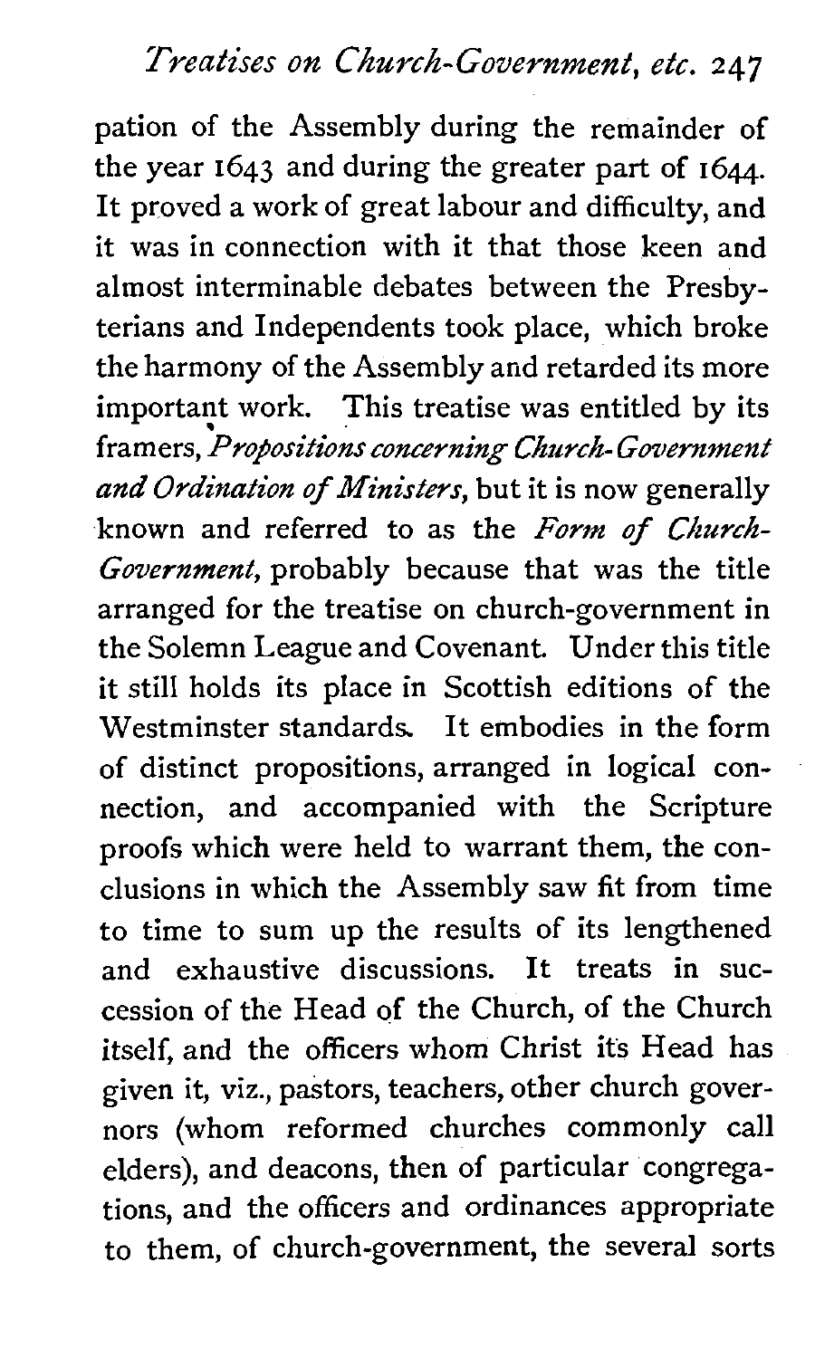pation of the Assembly during the remainder of the year 1643 and during the greater part of 1644. It proved a work of great labour and difficulty, and it was in connection with it that those keen and almost interminable debates between the Presbyterians and Independents took place, which broke the harmony of the Assembly and retarded its more important work. This treatise was entitled by its framers, *Propositions concerning Church-Government and Ordination of Ministers,* but it is now generally known and referred to as the *Form of Church-Government,* probably because that was the title arranged for the treatise on church-government in the Solemn League and Covenant. Under this title it still holds its place in Scottish editions of the Westminster standards. It embodies in the form of distinct propositions, arranged in logical connection, and accompanied with the Scripture proofs which were held to warrant them, the conclusions in which the Assembly saw fit from time to time to sum up the results of its lengthened and exhaustive discussions. It treats in succession of the Head of the Church, of the Church itself, and the officers whom Christ its Head has given it, viz., pastors, teachers, other church governors (whom reformed churches commonly call elders), and deacons, then of particular congregations, and the officers and ordinances appropriate to them, of church-government, the several sorts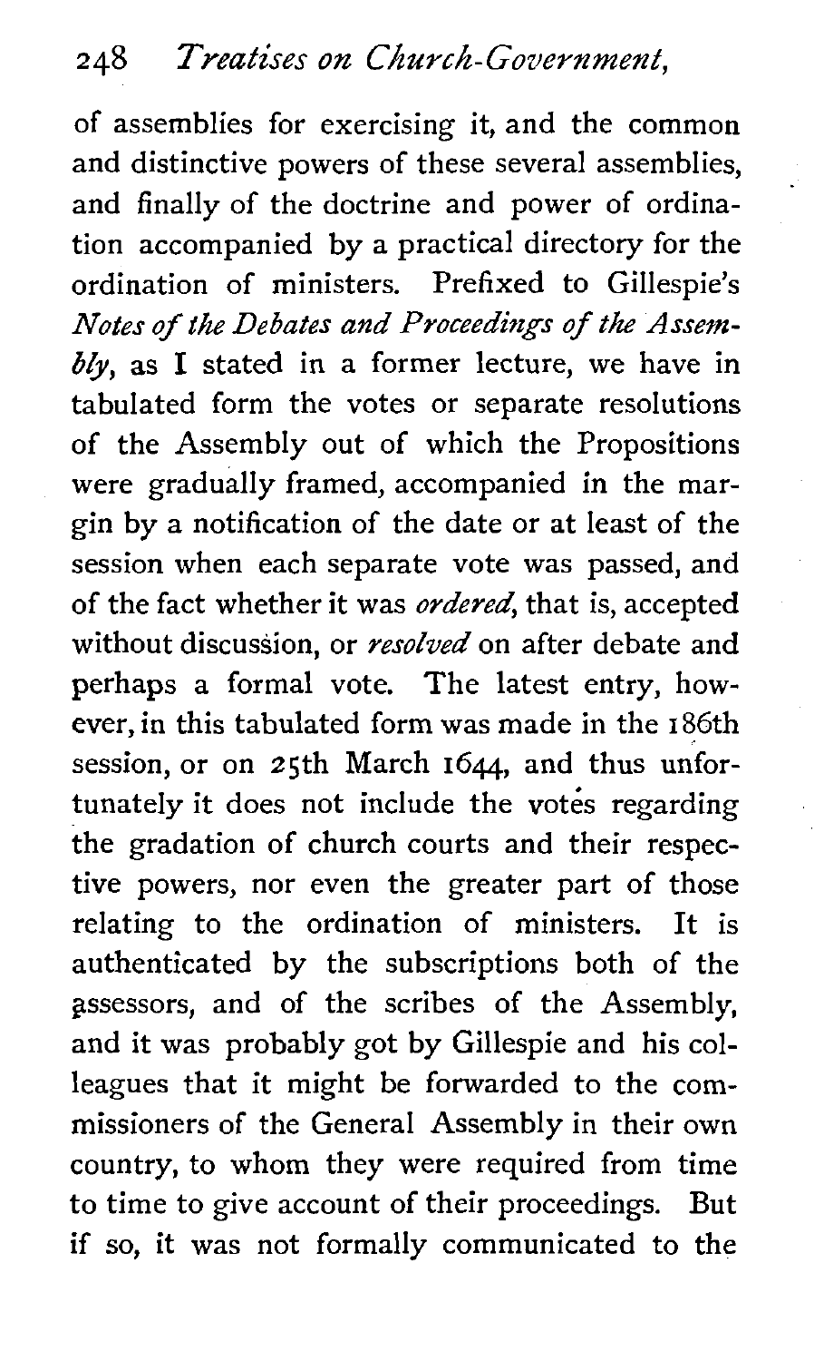of assemblies for exercising it, and the common and distinctive powers of these several assemblies, and finally of the doctrine and power of ordination accompanied by a practical directory for the ordination of ministers. Prefixed to Gillespie's *Notes of the Debates and Proceedings of the Assembly*, as I stated in a former lecture, we have in tabulated form the votes or separate resolutions of the Assembly out of which the Propositions were gradually framed, accompanied in the margin by a notification of the date or at least of the session when each separate vote was passed, and of the fact whether it was *ordered*, that is, accepted without discussion, or *resolved* on after debate and perhaps a formal vote. The latest entry, however, in this tabulated form was made in the 186th session, or on 25th March 1644, and thus unfortunately it does not include the votes regarding the gradation of church courts and their respective powers, nor even the greater part of those relating to the ordination of ministers. It is authenticated by the subscriptions both of the assessors, and of the scribes of the Assembly, and it was probably got by Gillespie and his colleagues that it might be forwarded to the commissioners of the General Assembly in their own country, to whom they were required from time to time to give account of their proceedings. But if so, it was not formally communicated to the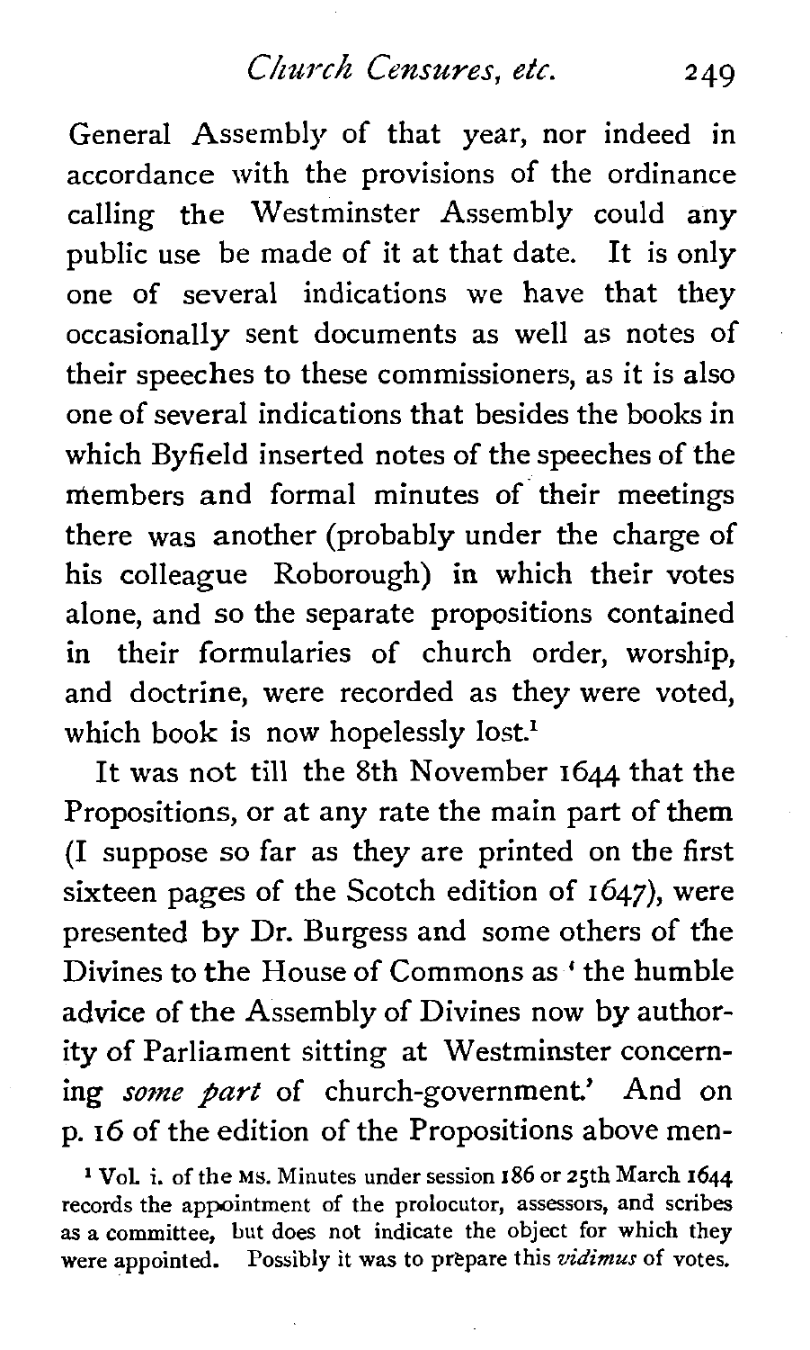General Assembly of that year, nor indeed in accordance with the provisions of the ordinance calling the Westminster Assembly could any public use be made of it at that date. It is only one of several indications we have that they occasionally sent documents as well as notes of their speeches to these commissioners, as it is also one of several indications that besides the books in which Byfield inserted notes of the speeches of the members and formal minutes of their meetings there was another (probably under the charge of his colleague Roborough) in which their votes alone, and so the separate propositions contained in their formularies of church order, worship, and doctrine, were recorded as they were voted, which book is now hopelessly lost.[1]

It was not till the 8th November 1644 that the Propositions, or at any rate the main part of them (I suppose so far as they are printed on the first sixteen pages of the Scotch edition of 1647), were presented by Dr. Burgess and some others of the Divines to the House of Commons as 'the humble advice of the Assembly of Divines now by authority of Parliament sitting at Westminster concerning *some part* of church-government.' And on p. 16 of the edition of the Propositions above men-

[1] Vol. i. of the MS. Minutes under session 186 or 25th March 1644 records the appointment of the prolocutor, assessors, and scribes as a committee, but does not indicate the object for which they were appointed. Possibly it was to prepare this *vidimus* of votes.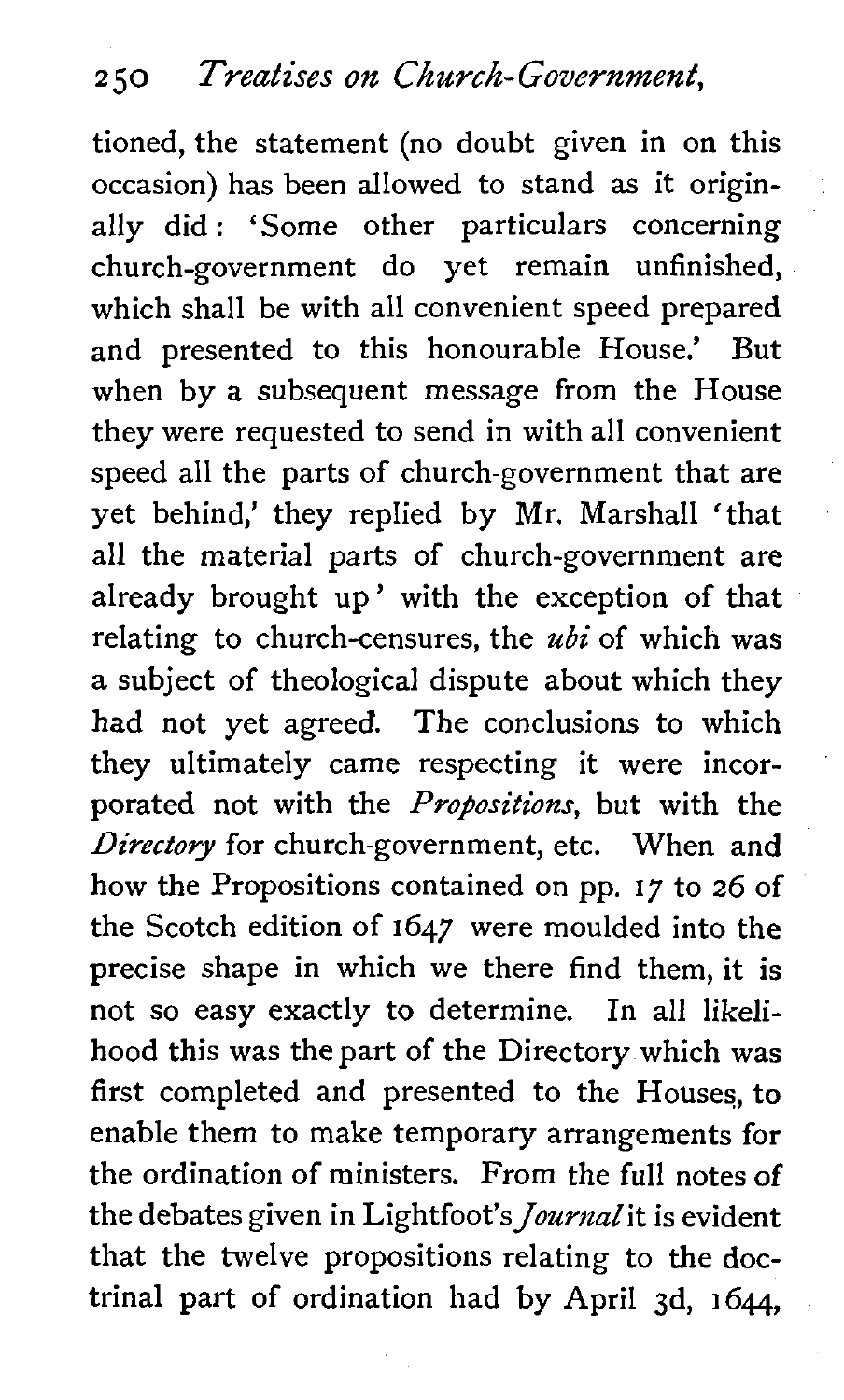tioned, the statement (no doubt given in on this occasion) has been allowed to stand as it originally did: 'Some other particulars concerning church-government do yet remain unfinished, which shall be with all convenient speed prepared and presented to this honourable House.' But when by a subsequent message from the House they were requested to send in with all convenient speed all the parts of church-government that are yet behind,' they replied by Mr. Marshall 'that all the material parts of church-government are already brought up' with the exception of that relating to church-censures, the *ubi* of which was a subject of theological dispute about which they had not yet agreed. The conclusions to which they ultimately came respecting it were incorporated not with the *Propositions*, but with the *Directory* for church-government, etc. When and how the Propositions contained on pp. 17 to 26 of the Scotch edition of 1647 were moulded into the precise shape in which we there find them, it is not so easy exactly to determine. In all likelihood this was the part of the Directory which was first completed and presented to the Houses, to enable them to make temporary arrangements for the ordination of ministers. From the full notes of the debates given in Lightfoot's *Journal* it is evident that the twelve propositions relating to the doctrinal part of ordination had by April 3d, 1644,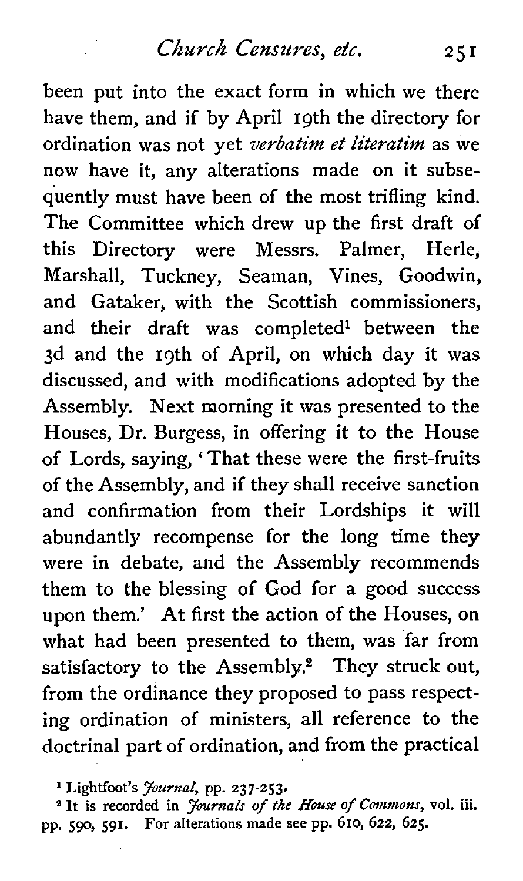been put into the exact form in which we there have them, and if by April 19th the directory for ordination was not yet *verbatim et literatim* as we now have it, any alterations made on it subsequently must have been of the most trifling kind. The Committee which drew up the first draft of this Directory were Messrs. Palmer, Herle, Marshall, Tuckney, Seaman, Vines, Goodwin, and Gataker, with the Scottish commissioners, and their draft was completed[1] between the 3d and the 19th of April, on which day it was discussed, and with modifications adopted by the Assembly. Next morning it was presented to the Houses, Dr. Burgess, in offering it to the House of Lords, saying, 'That these were the first-fruits of the Assembly, and if they shall receive sanction and confirmation from their Lordships it will abundantly recompense for the long time they were in debate, and the Assembly recommends them to the blessing of God for a good success upon them.' At first the action of the Houses, on what had been presented to them, was far from satisfactory to the Assembly.[2] They struck out, from the ordinance they proposed to pass respecting ordination of ministers, all reference to the doctrinal part of ordination, and from the practical

[1] Lightfoot's *Journal*, pp. 237-253.

[2] It is recorded in *Journals of the House of Commons*, vol. iii. pp. 590, 591. For alterations made see pp. 610, 622, 625.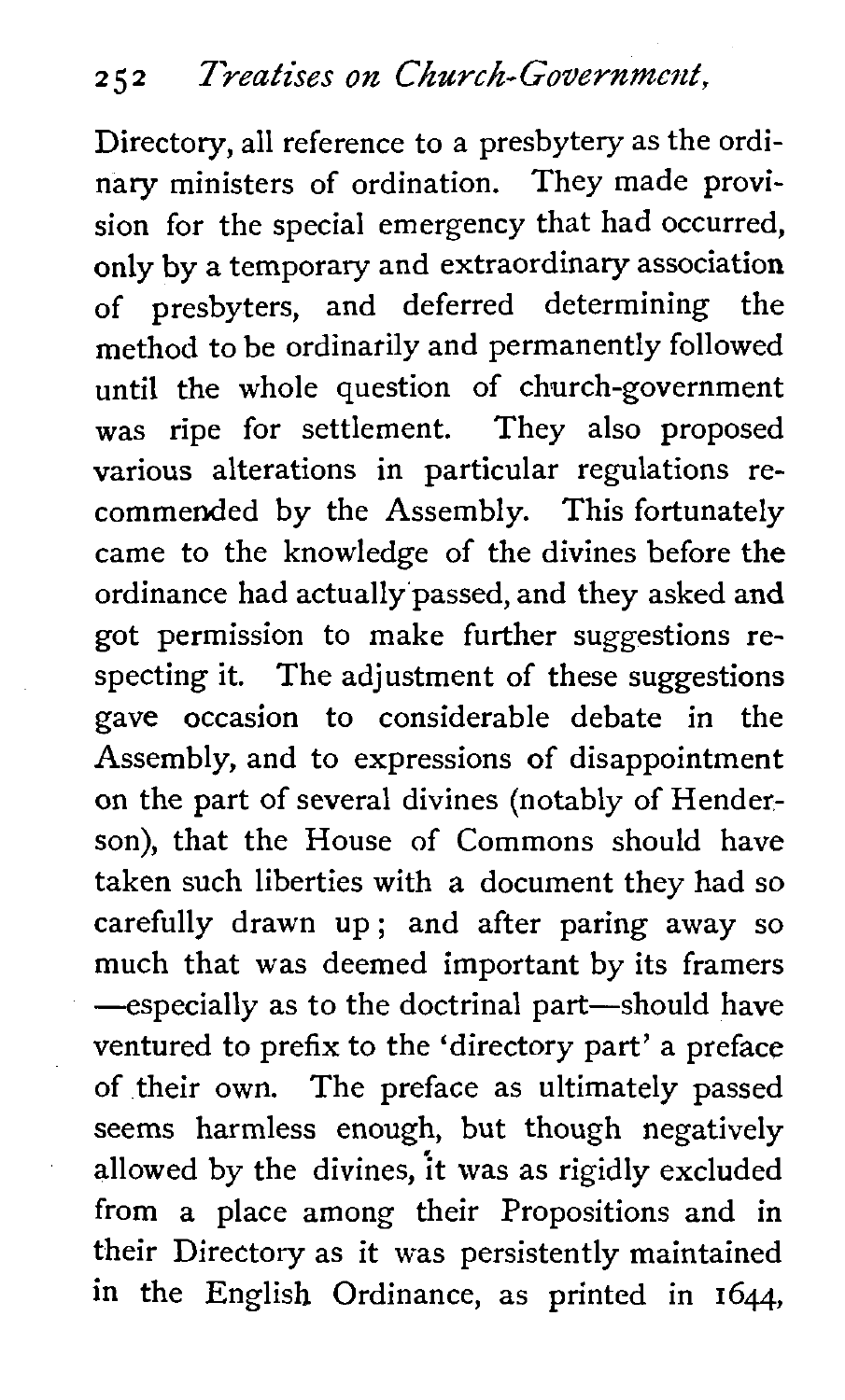Directory, all reference to a presbytery as the ordinary ministers of ordination. They made provision for the special emergency that had occurred, only by a temporary and extraordinary association of presbyters, and deferred determining the method to be ordinarily and permanently followed until the whole question of church-government was ripe for settlement. They also proposed various alterations in particular regulations recommended by the Assembly. This fortunately came to the knowledge of the divines before the ordinance had actually passed, and they asked and got permission to make further suggestions respecting it. The adjustment of these suggestions gave occasion to considerable debate in the Assembly, and to expressions of disappointment on the part of several divines (notably of Henderson), that the House of Commons should have taken such liberties with a document they had so carefully drawn up; and after paring away so much that was deemed important by its framers —especially as to the doctrinal part—should have ventured to prefix to the 'directory part' a preface of their own. The preface as ultimately passed seems harmless enough, but though negatively allowed by the divines, it was as rigidly excluded from a place among their Propositions and in their Directory as it was persistently maintained in the English Ordinance, as printed in 1644,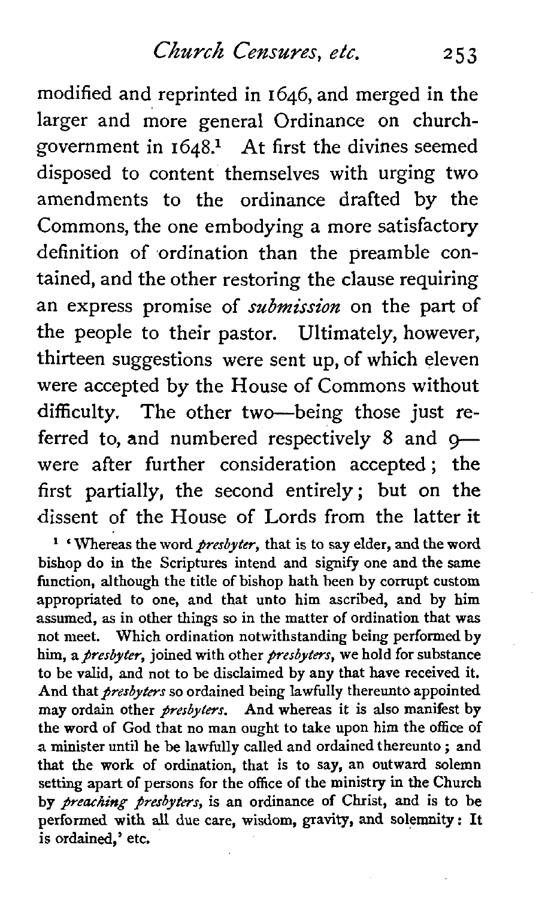modified and reprinted in 1646, and merged in the larger and more general Ordinance on church-government in 1648.[1] At first the divines seemed disposed to content themselves with urging two amendments to the ordinance drafted by the Commons, the one embodying a more satisfactory definition of ordination than the preamble contained, and the other restoring the clause requiring an express promise of *submission* on the part of the people to their pastor. Ultimately, however, thirteen suggestions were sent up, of which eleven were accepted by the House of Commons without difficulty. The other two—being those just referred to, and numbered respectively 8 and 9—were after further consideration accepted; the first partially, the second entirely; but on the dissent of the House of Lords from the latter it

[1] 'Whereas the word *presbyter*, that is to say elder, and the word bishop do in the Scriptures intend and signify one and the same function, although the title of bishop hath been by corrupt custom appropriated to one, and that unto him ascribed, and by him assumed, as in other things so in the matter of ordination that was not meet. Which ordination notwithstanding being performed by him, a *presbyter*, joined with other *presbyters*, we hold for substance to be valid, and not to be disclaimed by any that have received it. And that *presbyters* so ordained being lawfully thereunto appointed may ordain other *presbyters*. And whereas it is also manifest by the word of God that no man ought to take upon him the office of a minister until he be lawfully called and ordained thereunto; and that the work of ordination, that is to say, an outward solemn setting apart of persons for the office of the ministry in the Church by *preaching presbyters*, is an ordinance of Christ, and is to be performed with all due care, wisdom, gravity, and solemnity: It is ordained,' etc.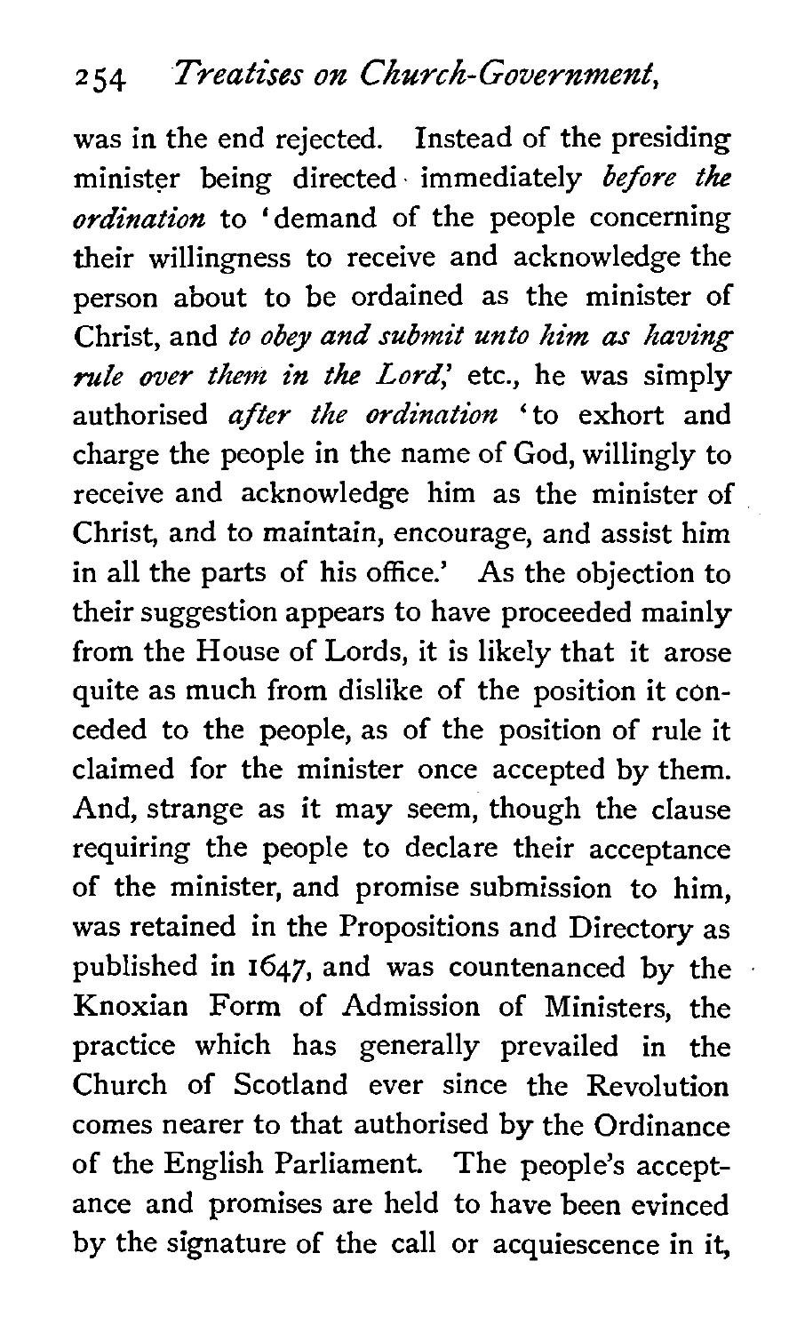was in the end rejected. Instead of the presiding minister being directed immediately *before the ordination* to 'demand of the people concerning their willingness to receive and acknowledge the person about to be ordained as the minister of Christ, and *to obey and submit unto him as having rule over them in the Lord*,' etc., he was simply authorised *after the ordination* 'to exhort and charge the people in the name of God, willingly to receive and acknowledge him as the minister of Christ, and to maintain, encourage, and assist him in all the parts of his office.' As the objection to their suggestion appears to have proceeded mainly from the House of Lords, it is likely that it arose quite as much from dislike of the position it conceded to the people, as of the position of rule it claimed for the minister once accepted by them. And, strange as it may seem, though the clause requiring the people to declare their acceptance of the minister, and promise submission to him, was retained in the Propositions and Directory as published in 1647, and was countenanced by the Knoxian Form of Admission of Ministers, the practice which has generally prevailed in the Church of Scotland ever since the Revolution comes nearer to that authorised by the Ordinance of the English Parliament. The people's acceptance and promises are held to have been evinced by the signature of the call or acquiescence in it,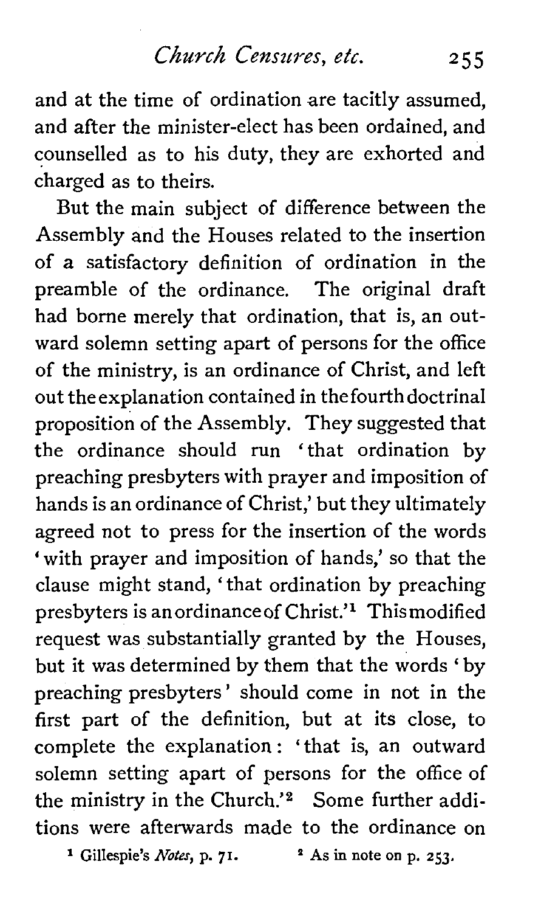and at the time of ordination are tacitly assumed, and after the minister-elect has been ordained, and counselled as to his duty, they are exhorted and charged as to theirs.

But the main subject of difference between the Assembly and the Houses related to the insertion of a satisfactory definition of ordination in the preamble of the ordinance. The original draft had borne merely that ordination, that is, an outward solemn setting apart of persons for the office of the ministry, is an ordinance of Christ, and left out the explanation contained in the fourth doctrinal proposition of the Assembly. They suggested that the ordinance should run 'that ordination by preaching presbyters with prayer and imposition of hands is an ordinance of Christ,' but they ultimately agreed not to press for the insertion of the words 'with prayer and imposition of hands,' so that the clause might stand, 'that ordination by preaching presbyters is an ordinance of Christ.'[1] This modified request was substantially granted by the Houses, but it was determined by them that the words 'by preaching presbyters' should come in not in the first part of the definition, but at its close, to complete the explanation: 'that is, an outward solemn setting apart of persons for the office of the ministry in the Church.'[2] Some further additions were afterwards made to the ordinance on

[1] Gillespie's *Notes*, p. 71. [2] As in note on p. 253.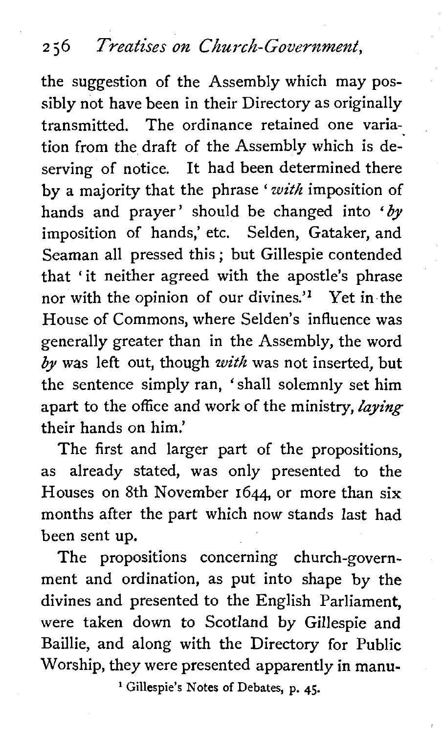the suggestion of the Assembly which may possibly not have been in their Directory as originally transmitted. The ordinance retained one variation from the draft of the Assembly which is deserving of notice. It had been determined there by a majority that the phrase '*with* imposition of hands and prayer' should be changed into '*by* imposition of hands,' etc. Selden, Gataker, and Seaman all pressed this; but Gillespie contended that 'it neither agreed with the apostle's phrase nor with the opinion of our divines.'[1] Yet in the House of Commons, where Selden's influence was generally greater than in the Assembly, the word *by* was left out, though *with* was not inserted, but the sentence simply ran, 'shall solemnly set him apart to the office and work of the ministry, *laying* their hands on him.'

The first and larger part of the propositions, as already stated, was only presented to the Houses on 8th November 1644, or more than six months after the part which now stands last had been sent up.

The propositions concerning church-government and ordination, as put into shape by the divines and presented to the English Parliament, were taken down to Scotland by Gillespie and Baillie, and along with the Directory for Public Worship, they were presented apparently in manu-

[1] Gillespie's Notes of Debates, p. 45.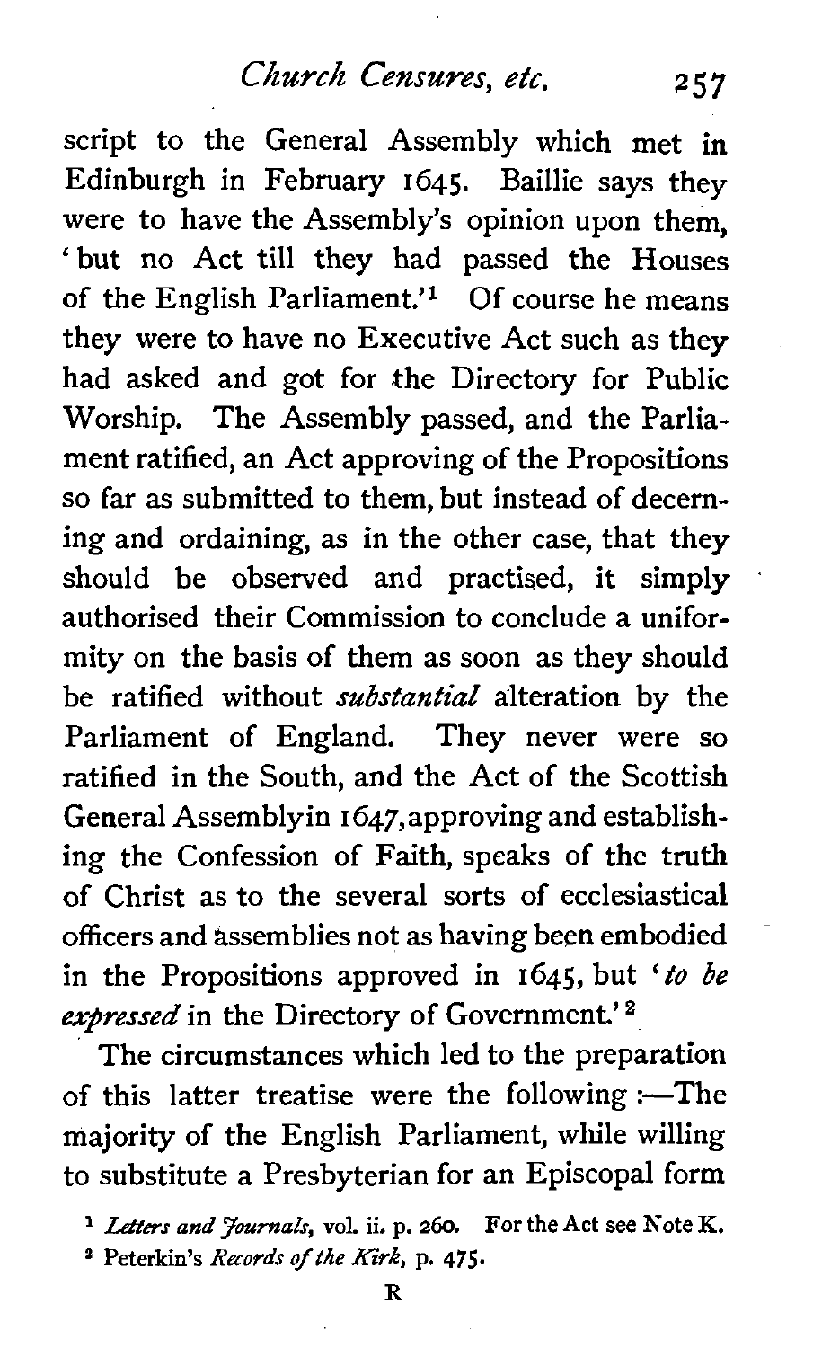script to the General Assembly which met in Edinburgh in February 1645. Baillie says they were to have the Assembly's opinion upon them, 'but no Act till they had passed the Houses of the English Parliament.'[1] Of course he means they were to have no Executive Act such as they had asked and got for the Directory for Public Worship. The Assembly passed, and the Parliament ratified, an Act approving of the Propositions so far as submitted to them, but instead of decerning and ordaining, as in the other case, that they should be observed and practised, it simply authorised their Commission to conclude a uniformity on the basis of them as soon as they should be ratified without *substantial* alteration by the Parliament of England. They never were so ratified in the South, and the Act of the Scottish General Assembly in 1647, approving and establishing the Confession of Faith, speaks of the truth of Christ as to the several sorts of ecclesiastical officers and assemblies not as having been embodied in the Propositions approved in 1645, but '*to be expressed* in the Directory of Government.'[2]

The circumstances which led to the preparation of this latter treatise were the following :—The majority of the English Parliament, while willing to substitute a Presbyterian for an Episcopal form

[1] *Letters and Journals*, vol. ii. p. 260. For the Act see Note K.

[2] Peterkin's *Records of the Kirk*, p. 475.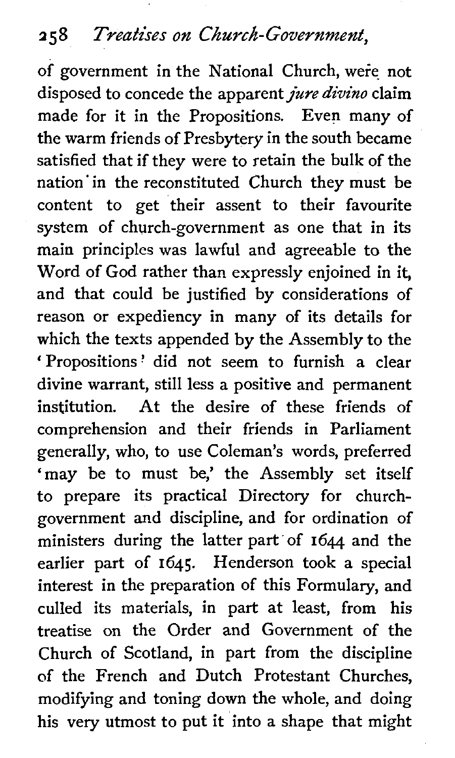of government in the National Church, were not disposed to concede the apparent *jure divino* claim made for it in the Propositions. Even many of the warm friends of Presbytery in the south became satisfied that if they were to retain the bulk of the nation in the reconstituted Church they must be content to get their assent to their favourite system of church-government as one that in its main principles was lawful and agreeable to the Word of God rather than expressly enjoined in it, and that could be justified by considerations of reason or expediency in many of its details for which the texts appended by the Assembly to the 'Propositions' did not seem to furnish a clear divine warrant, still less a positive and permanent institution. At the desire of these friends of comprehension and their friends in Parliament generally, who, to use Coleman's words, preferred 'may be to must be,' the Assembly set itself to prepare its practical Directory for church-government and discipline, and for ordination of ministers during the latter part of 1644 and the earlier part of 1645. Henderson took a special interest in the preparation of this Formulary, and culled its materials, in part at least, from his treatise on the Order and Government of the Church of Scotland, in part from the discipline of the French and Dutch Protestant Churches, modifying and toning down the whole, and doing his very utmost to put it into a shape that might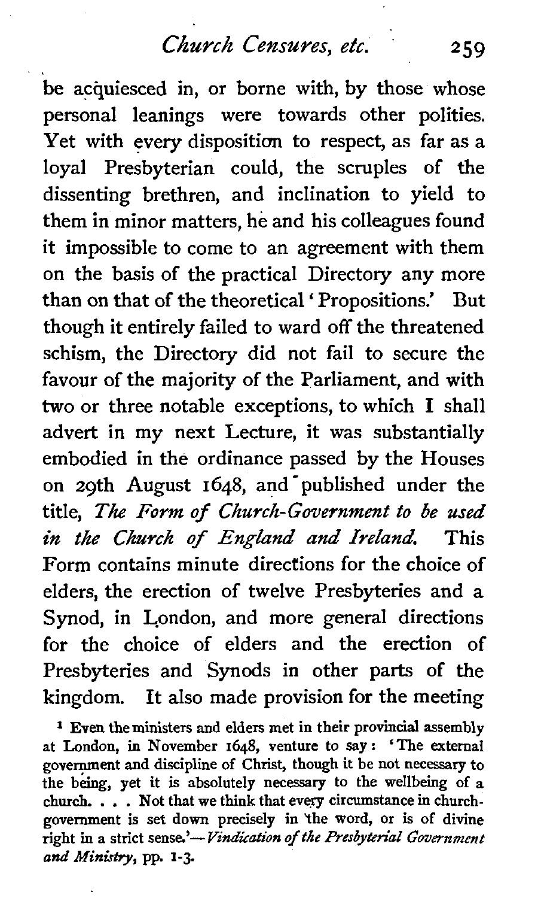be acquiesced in, or borne with, by those whose personal leanings were towards other polities. Yet with every disposition to respect, as far as a loyal Presbyterian could, the scruples of the dissenting brethren, and inclination to yield to them in minor matters, he and his colleagues found it impossible to come to an agreement with them on the basis of the practical Directory any more than on that of the theoretical 'Propositions.' But though it entirely failed to ward off the threatened schism, the Directory did not fail to secure the favour of the majority of the Parliament, and with two or three notable exceptions, to which I shall advert in my next Lecture, it was substantially embodied in the ordinance passed by the Houses on 29th August 1648, and published under the title, *The Form of Church-Government to be used in the Church of England and Ireland.* This Form contains minute directions for the choice of elders, the erection of twelve Presbyteries and a Synod, in London, and more general directions for the choice of elders and the erection of Presbyteries and Synods in other parts of the kingdom. It also made provision for the meeting

[1] Even the ministers and elders met in their provincial assembly at London, in November 1648, venture to say: 'The external government and discipline of Christ, though it be not necessary to the being, yet it is absolutely necessary to the wellbeing of a church. . . . Not that we think that every circumstance in church-government is set down precisely in the word, or is of divine right in a strict sense.'—*Vindication of the Presbyterial Government and Ministry*, pp. 1-3.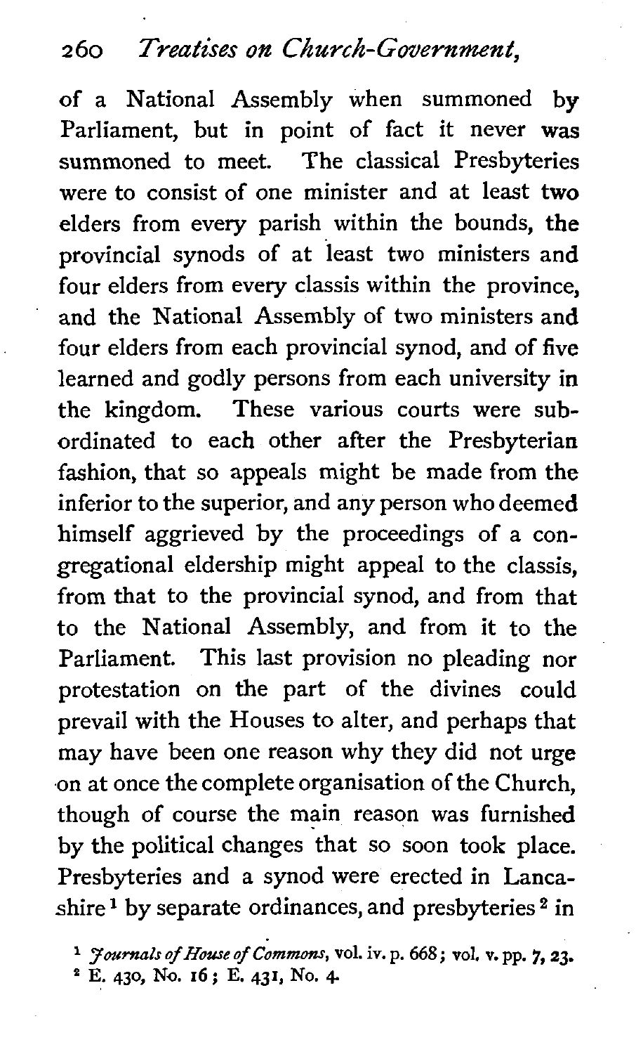of a National Assembly when summoned by Parliament, but in point of fact it never was summoned to meet. The classical Presbyteries were to consist of one minister and at least two elders from every parish within the bounds, the provincial synods of at least two ministers and four elders from every classis within the province, and the National Assembly of two ministers and four elders from each provincial synod, and of five learned and godly persons from each university in the kingdom. These various courts were subordinated to each other after the Presbyterian fashion, that so appeals might be made from the inferior to the superior, and any person who deemed himself aggrieved by the proceedings of a congregational eldership might appeal to the classis, from that to the provincial synod, and from that to the National Assembly, and from it to the Parliament. This last provision no pleading nor protestation on the part of the divines could prevail with the Houses to alter, and perhaps that may have been one reason why they did not urge on at once the complete organisation of the Church, though of course the main reason was furnished by the political changes that so soon took place. Presbyteries and a synod were erected in Lancashire [1] by separate ordinances, and presbyteries [2] in

[1] *Journals of House of Commons*, vol. iv. p. 668; vol. v. pp. 7, 23.

[2] E. 430, No. 16; E. 431, No. 4.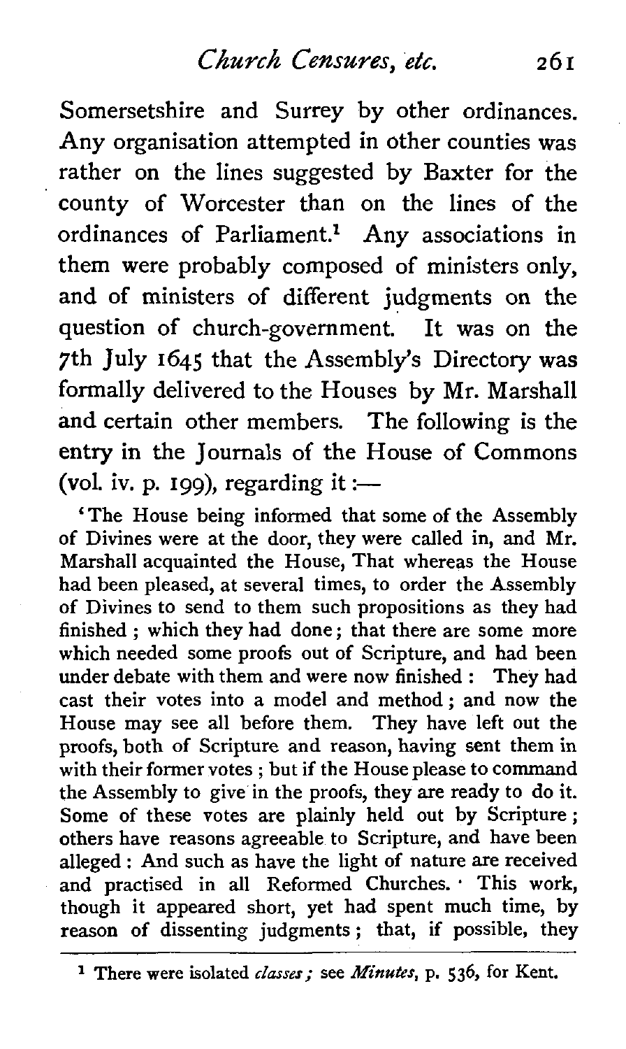Somersetshire and Surrey by other ordinances. Any organisation attempted in other counties was rather on the lines suggested by Baxter for the county of Worcester than on the lines of the ordinances of Parliament.[1] Any associations in them were probably composed of ministers only, and of ministers of different judgments on the question of church-government. It was on the 7th July 1645 that the Assembly's Directory was formally delivered to the Houses by Mr. Marshall and certain other members. The following is the entry in the Journals of the House of Commons (vol. iv. p. 199), regarding it :—

'The House being informed that some of the Assembly of Divines were at the door, they were called in, and Mr. Marshall acquainted the House, That whereas the House had been pleased, at several times, to order the Assembly of Divines to send to them such propositions as they had finished ; which they had done ; that there are some more which needed some proofs out of Scripture, and had been under debate with them and were now finished : They had cast their votes into a model and method ; and now the House may see all before them. They have left out the proofs, both of Scripture and reason, having sent them in with their former votes ; but if the House please to command the Assembly to give in the proofs, they are ready to do it. Some of these votes are plainly held out by Scripture ; others have reasons agreeable to Scripture, and have been alleged : And such as have the light of nature are received and practised in all Reformed Churches. This work, though it appeared short, yet had spent much time, by reason of dissenting judgments ; that, if possible, they

[1] There were isolated *classes* ; see *Minutes*, p. 536, for Kent.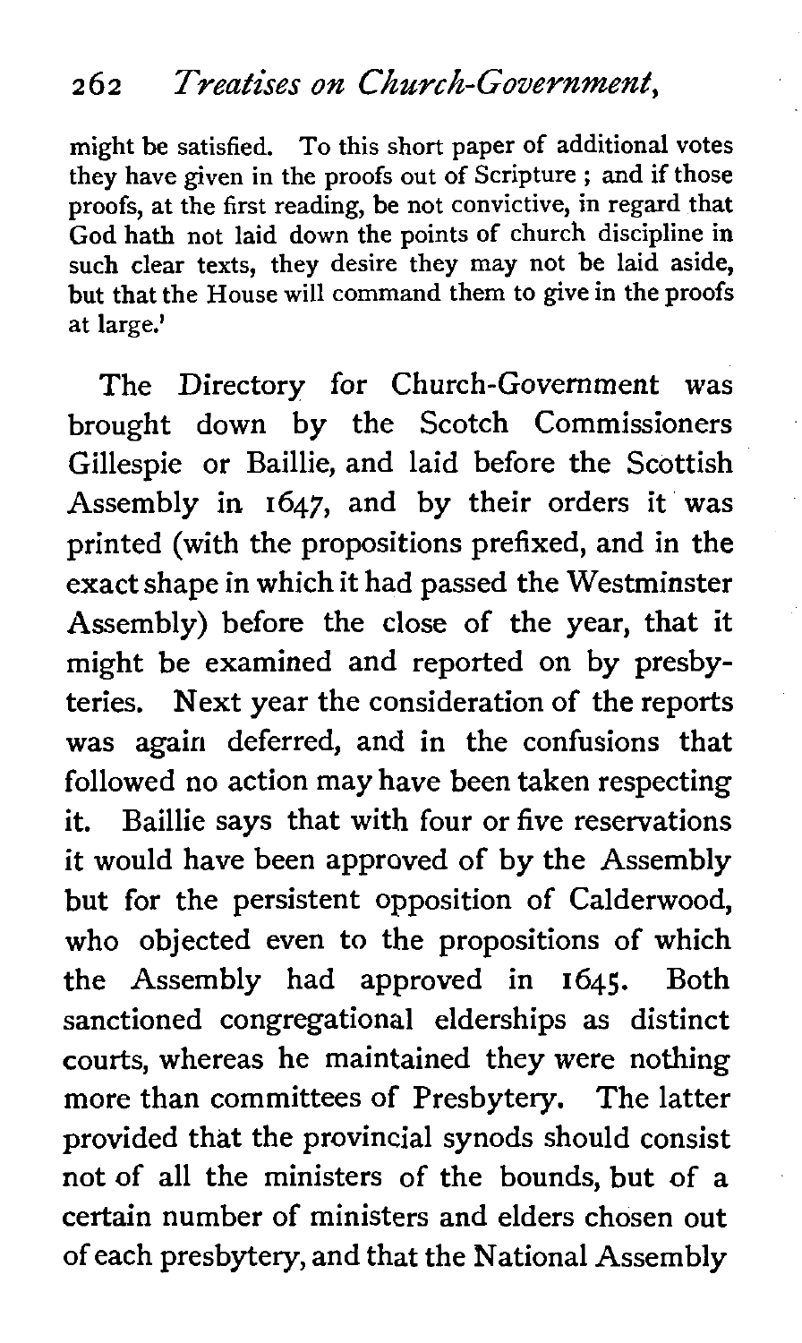might be satisfied. To this short paper of additional votes they have given in the proofs out of Scripture; and if those proofs, at the first reading, be not convictive, in regard that God hath not laid down the points of church discipline in such clear texts, they desire they may not be laid aside, but that the House will command them to give in the proofs at large.'

The Directory for Church-Government was brought down by the Scotch Commissioners Gillespie or Baillie, and laid before the Scottish Assembly in 1647, and by their orders it was printed (with the propositions prefixed, and in the exact shape in which it had passed the Westminster Assembly) before the close of the year, that it might be examined and reported on by presbyteries. Next year the consideration of the reports was again deferred, and in the confusions that followed no action may have been taken respecting it. Baillie says that with four or five reservations it would have been approved of by the Assembly but for the persistent opposition of Calderwood, who objected even to the propositions of which the Assembly had approved in 1645. Both sanctioned congregational elderships as distinct courts, whereas he maintained they were nothing more than committees of Presbytery. The latter provided that the provincial synods should consist not of all the ministers of the bounds, but of a certain number of ministers and elders chosen out of each presbytery, and that the National Assembly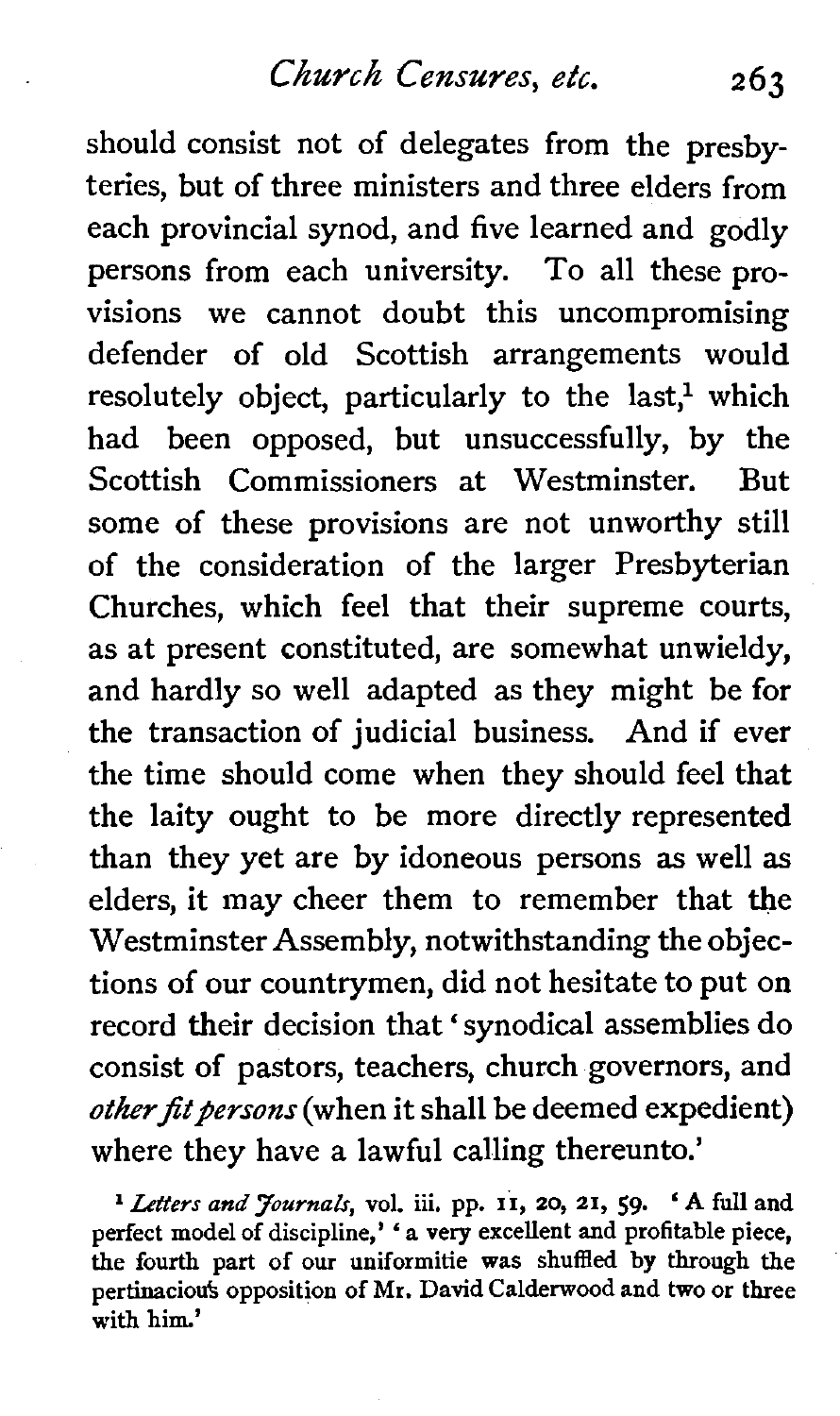should consist not of delegates from the presbyteries, but of three ministers and three elders from each provincial synod, and five learned and godly persons from each university. To all these provisions we cannot doubt this uncompromising defender of old Scottish arrangements would resolutely object, particularly to the last,[1] which had been opposed, but unsuccessfully, by the Scottish Commissioners at Westminster. But some of these provisions are not unworthy still of the consideration of the larger Presbyterian Churches, which feel that their supreme courts, as at present constituted, are somewhat unwieldy, and hardly so well adapted as they might be for the transaction of judicial business. And if ever the time should come when they should feel that the laity ought to be more directly represented than they yet are by idoneous persons as well as elders, it may cheer them to remember that the Westminster Assembly, notwithstanding the objections of our countrymen, did not hesitate to put on record their decision that 'synodical assemblies do consist of pastors, teachers, church governors, and *other fit persons* (when it shall be deemed expedient) where they have a lawful calling thereunto.'

[1] *Letters and Journals*, vol. iii. pp. 11, 20, 21, 59. 'A full and perfect model of discipline,' 'a very excellent and profitable piece, the fourth part of our uniformitie was shuffled by through the pertinacious opposition of Mr. David Calderwood and two or three with him.'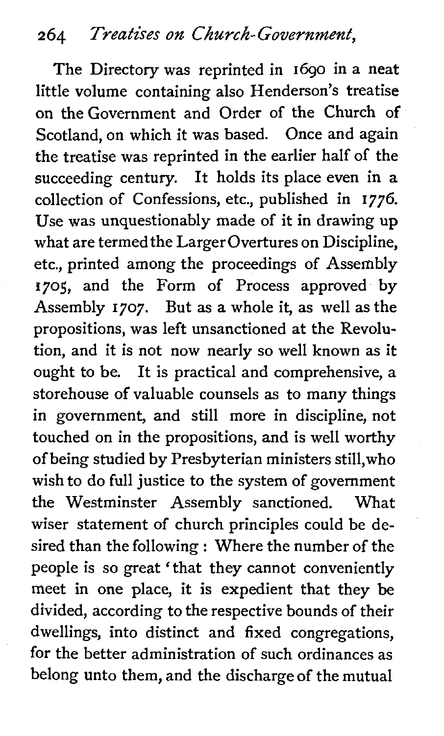The Directory was reprinted in 1690 in a neat little volume containing also Henderson's treatise on the Government and Order of the Church of Scotland, on which it was based. Once and again the treatise was reprinted in the earlier half of the succeeding century. It holds its place even in a collection of Confessions, etc., published in 1776. Use was unquestionably made of it in drawing up what are termed the Larger Overtures on Discipline, etc., printed among the proceedings of Assembly 1705, and the Form of Process approved by Assembly 1707. But as a whole it, as well as the propositions, was left unsanctioned at the Revolution, and it is not now nearly so well known as it ought to be. It is practical and comprehensive, a storehouse of valuable counsels as to many things in government, and still more in discipline, not touched on in the propositions, and is well worthy of being studied by Presbyterian ministers still, who wish to do full justice to the system of government the Westminster Assembly sanctioned. What wiser statement of church principles could be desired than the following: Where the number of the people is so great 'that they cannot conveniently meet in one place, it is expedient that they be divided, according to the respective bounds of their dwellings, into distinct and fixed congregations, for the better administration of such ordinances as belong unto them, and the discharge of the mutual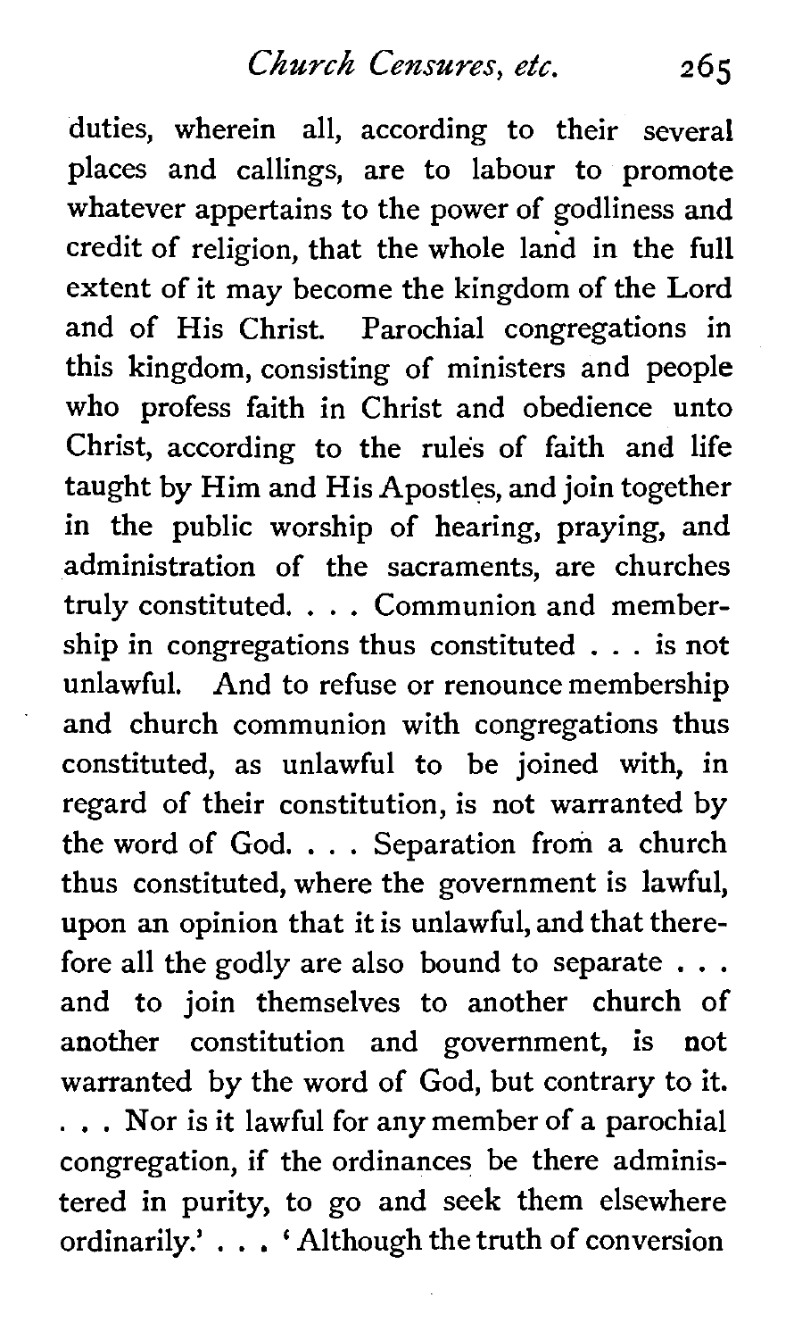duties, wherein all, according to their several places and callings, are to labour to promote whatever appertains to the power of godliness and credit of religion, that the whole land in the full extent of it may become the kingdom of the Lord and of His Christ. Parochial congregations in this kingdom, consisting of ministers and people who profess faith in Christ and obedience unto Christ, according to the rules of faith and life taught by Him and His Apostles, and join together in the public worship of hearing, praying, and administration of the sacraments, are churches truly constituted. . . . Communion and membership in congregations thus constituted . . . is not unlawful. And to refuse or renounce membership and church communion with congregations thus constituted, as unlawful to be joined with, in regard of their constitution, is not warranted by the word of God. . . . Separation from a church thus constituted, where the government is lawful, upon an opinion that it is unlawful, and that therefore all the godly are also bound to separate . . . and to join themselves to another church of another constitution and government, is not warranted by the word of God, but contrary to it. . . . Nor is it lawful for any member of a parochial congregation, if the ordinances be there administered in purity, to go and seek them elsewhere ordinarily.' . . . 'Although the truth of conversion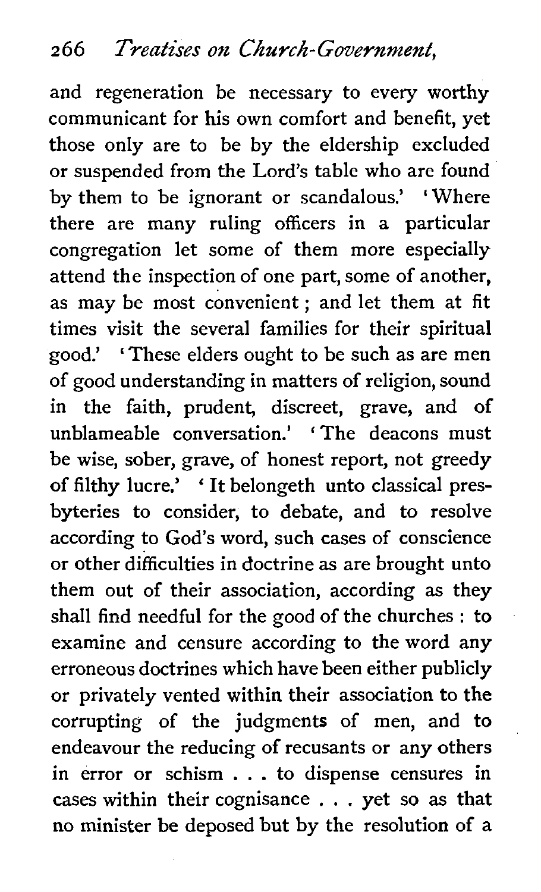and regeneration be necessary to every worthy communicant for his own comfort and benefit, yet those only are to be by the eldership excluded or suspended from the Lord's table who are found by them to be ignorant or scandalous.' 'Where there are many ruling officers in a particular congregation let some of them more especially attend the inspection of one part, some of another, as may be most convenient; and let them at fit times visit the several families for their spiritual good.' 'These elders ought to be such as are men of good understanding in matters of religion, sound in the faith, prudent, discreet, grave, and of unblameable conversation.' 'The deacons must be wise, sober, grave, of honest report, not greedy of filthy lucre.' 'It belongeth unto classical presbyteries to consider, to debate, and to resolve according to God's word, such cases of conscience or other difficulties in doctrine as are brought unto them out of their association, according as they shall find needful for the good of the churches: to examine and censure according to the word any erroneous doctrines which have been either publicly or privately vented within their association to the corrupting of the judgments of men, and to endeavour the reducing of recusants or any others in error or schism . . . to dispense censures in cases within their cognisance . . . yet so as that no minister be deposed but by the resolution of a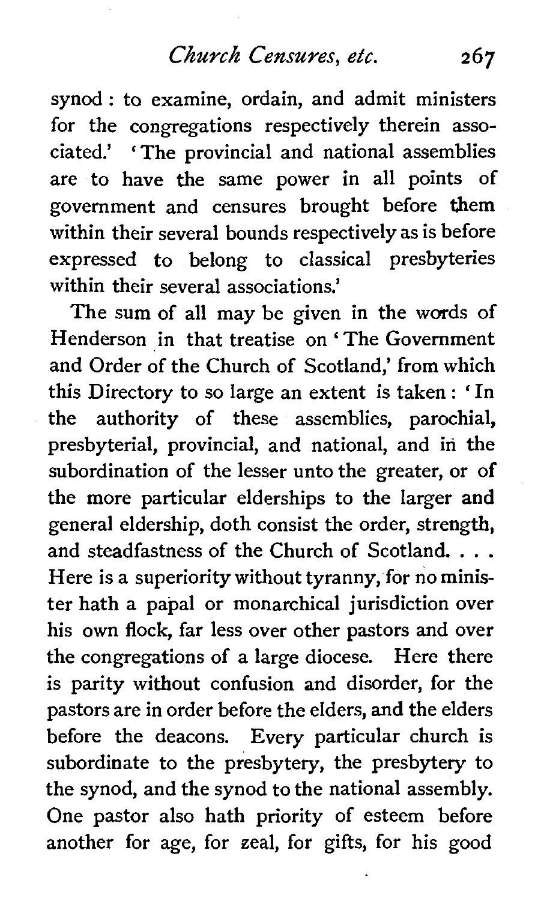synod : to examine, ordain, and admit ministers for the congregations respectively therein associated.' 'The provincial and national assemblies are to have the same power in all points of government and censures brought before them within their several bounds respectively as is before expressed to belong to classical presbyteries within their several associations.'

The sum of all may be given in the words of Henderson in that treatise on 'The Government and Order of the Church of Scotland,' from which this Directory to so large an extent is taken : 'In the authority of these assemblies, parochial, presbyterial, provincial, and national, and in the subordination of the lesser unto the greater, or of the more particular elderships to the larger and general eldership, doth consist the order, strength, and steadfastness of the Church of Scotland. . . . Here is a superiority without tyranny, for no minister hath a papal or monarchical jurisdiction over his own flock, far less over other pastors and over the congregations of a large diocese. Here there is parity without confusion and disorder, for the pastors are in order before the elders, and the elders before the deacons. Every particular church is subordinate to the presbytery, the presbytery to the synod, and the synod to the national assembly. One pastor also hath priority of esteem before another for age, for zeal, for gifts, for his good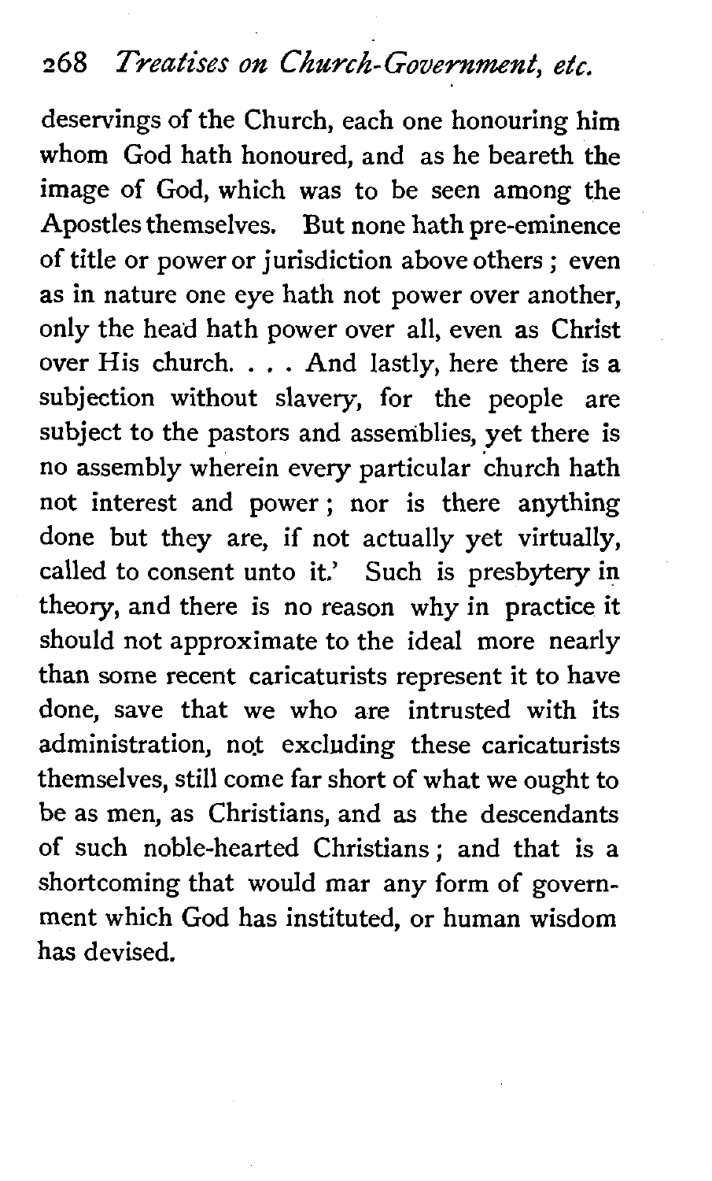deservings of the Church, each one honouring him whom God hath honoured, and as he beareth the image of God, which was to be seen among the Apostles themselves. But none hath pre-eminence of title or power or jurisdiction above others; even as in nature one eye hath not power over another, only the head hath power over all, even as Christ over His church. . . . And lastly, here there is a subjection without slavery, for the people are subject to the pastors and assemblies, yet there is no assembly wherein every particular church hath not interest and power; nor is there anything done but they are, if not actually yet virtually, called to consent unto it.' Such is presbytery in theory, and there is no reason why in practice it should not approximate to the ideal more nearly than some recent caricaturists represent it to have done, save that we who are intrusted with its administration, not excluding these caricaturists themselves, still come far short of what we ought to be as men, as Christians, and as the descendants of such noble-hearted Christians; and that is a shortcoming that would mar any form of government which God has instituted, or human wisdom has devised.